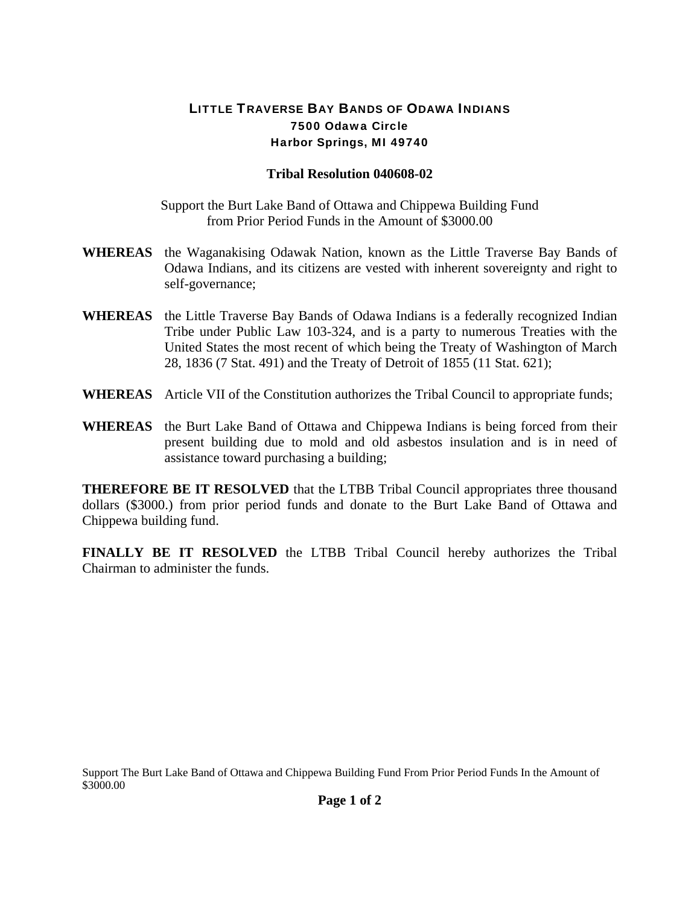# LITTLE TRAVERSE BAY BANDS OF ODAWA INDIANS

**7500 Odawa Circle**
**Harbor Springs, MI 49740**

## Tribal Resolution 040608-02

Support the Burt Lake Band of Ottawa and Chippewa Building Fund from Prior Period Funds in the Amount of $3000.00

**WHEREAS** the Waganakising Odawak Nation, known as the Little Traverse Bay Bands of Odawa Indians, and its citizens are vested with inherent sovereignty and right to self-governance;

**WHEREAS** the Little Traverse Bay Bands of Odawa Indians is a federally recognized Indian Tribe under Public Law 103-324, and is a party to numerous Treaties with the United States the most recent of which being the Treaty of Washington of March 28, 1836 (7 Stat. 491) and the Treaty of Detroit of 1855 (11 Stat. 621);

**WHEREAS** Article VII of the Constitution authorizes the Tribal Council to appropriate funds;

**WHEREAS** the Burt Lake Band of Ottawa and Chippewa Indians is being forced from their present building due to mold and old asbestos insulation and is in need of assistance toward purchasing a building;

**THEREFORE BE IT RESOLVED** that the LTBB Tribal Council appropriates three thousand dollars ($3000.) from prior period funds and donate to the Burt Lake Band of Ottawa and Chippewa building fund.

**FINALLY BE IT RESOLVED** the LTBB Tribal Council hereby authorizes the Tribal Chairman to administer the funds.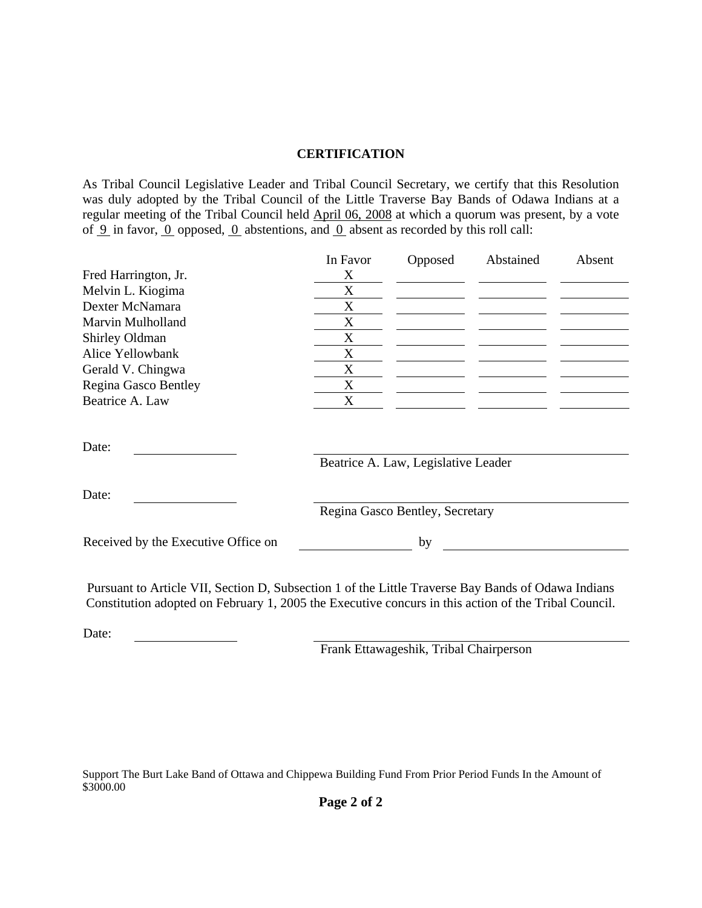## CERTIFICATION

As Tribal Council Legislative Leader and Tribal Council Secretary, we certify that this Resolution was duly adopted by the Tribal Council of the Little Traverse Bay Bands of Odawa Indians at a regular meeting of the Tribal Council held April 06, 2008 at which a quorum was present, by a vote of 9 in favor, 0 opposed, 0 abstentions, and 0 absent as recorded by this roll call:

| | In Favor | Opposed | Abstained | Absent |
|---|---|---|---|---|
| Fred Harrington, Jr. | X | | | |
| Melvin L. Kiogima | X | | | |
| Dexter McNamara | X | | | |
| Marvin Mulholland | X | | | |
| Shirley Oldman | X | | | |
| Alice Yellowbank | X | | | |
| Gerald V. Chingwa | X | | | |
| Regina Gasco Bentley | X | | | |
| Beatrice A. Law | X | | | |

Date: ______________

______________________________
Beatrice A. Law, Legislative Leader

Date: ______________

______________________________
Regina Gasco Bentley, Secretary

Received by the Executive Office on ______________ by ______________________

Pursuant to Article VII, Section D, Subsection 1 of the Little Traverse Bay Bands of Odawa Indians Constitution adopted on February 1, 2005 the Executive concurs in this action of the Tribal Council.

Date: ______________

______________________________
Frank Ettawageshik, Tribal Chairperson

Support The Burt Lake Band of Ottawa and Chippewa Building Fund From Prior Period Funds In the Amount of $3000.00